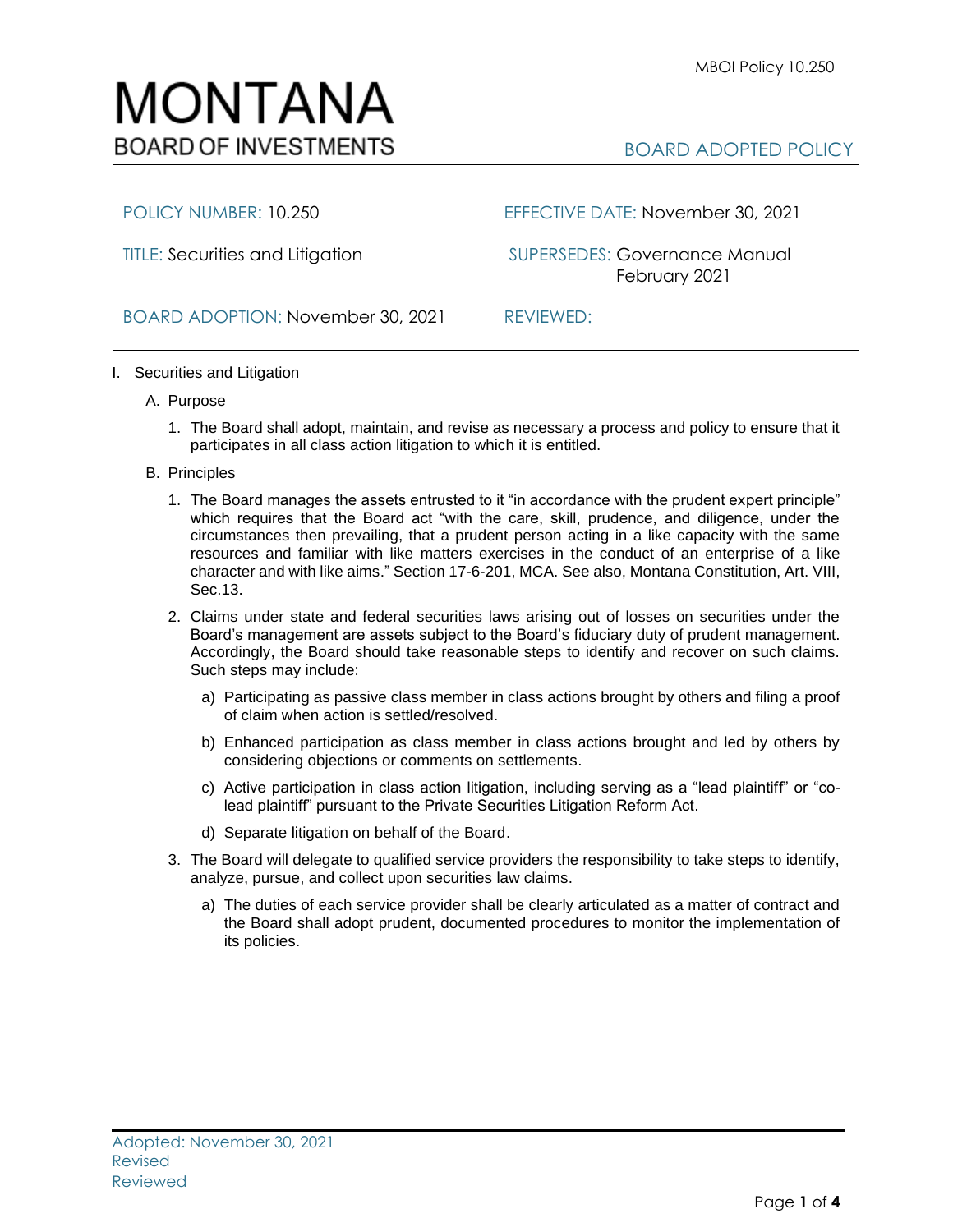# MONTANA BOARD OF INVESTMENTS

BOARD ADOPTED POLICY

| | |
|---|---|
| POLICY NUMBER: 10.250 | EFFECTIVE DATE: November 30, 2021 |
| TITLE: Securities and Litigation | SUPERSEDES: Governance Manual February 2021 |
| BOARD ADOPTION: November 30, 2021 | REVIEWED: |

I. Securities and Litigation

A. Purpose

1. The Board shall adopt, maintain, and revise as necessary a process and policy to ensure that it participates in all class action litigation to which it is entitled.

B. Principles

1. The Board manages the assets entrusted to it "in accordance with the prudent expert principle" which requires that the Board act "with the care, skill, prudence, and diligence, under the circumstances then prevailing, that a prudent person acting in a like capacity with the same resources and familiar with like matters exercises in the conduct of an enterprise of a like character and with like aims." Section 17-6-201, MCA. See also, Montana Constitution, Art. VIII, Sec.13.

2. Claims under state and federal securities laws arising out of losses on securities under the Board's management are assets subject to the Board's fiduciary duty of prudent management. Accordingly, the Board should take reasonable steps to identify and recover on such claims. Such steps may include:

   a) Participating as passive class member in class actions brought by others and filing a proof of claim when action is settled/resolved.

   b) Enhanced participation as class member in class actions brought and led by others by considering objections or comments on settlements.

   c) Active participation in class action litigation, including serving as a "lead plaintiff" or "co-lead plaintiff" pursuant to the Private Securities Litigation Reform Act.

   d) Separate litigation on behalf of the Board.

3. The Board will delegate to qualified service providers the responsibility to take steps to identify, analyze, pursue, and collect upon securities law claims.

   a) The duties of each service provider shall be clearly articulated as a matter of contract and the Board shall adopt prudent, documented procedures to monitor the implementation of its policies.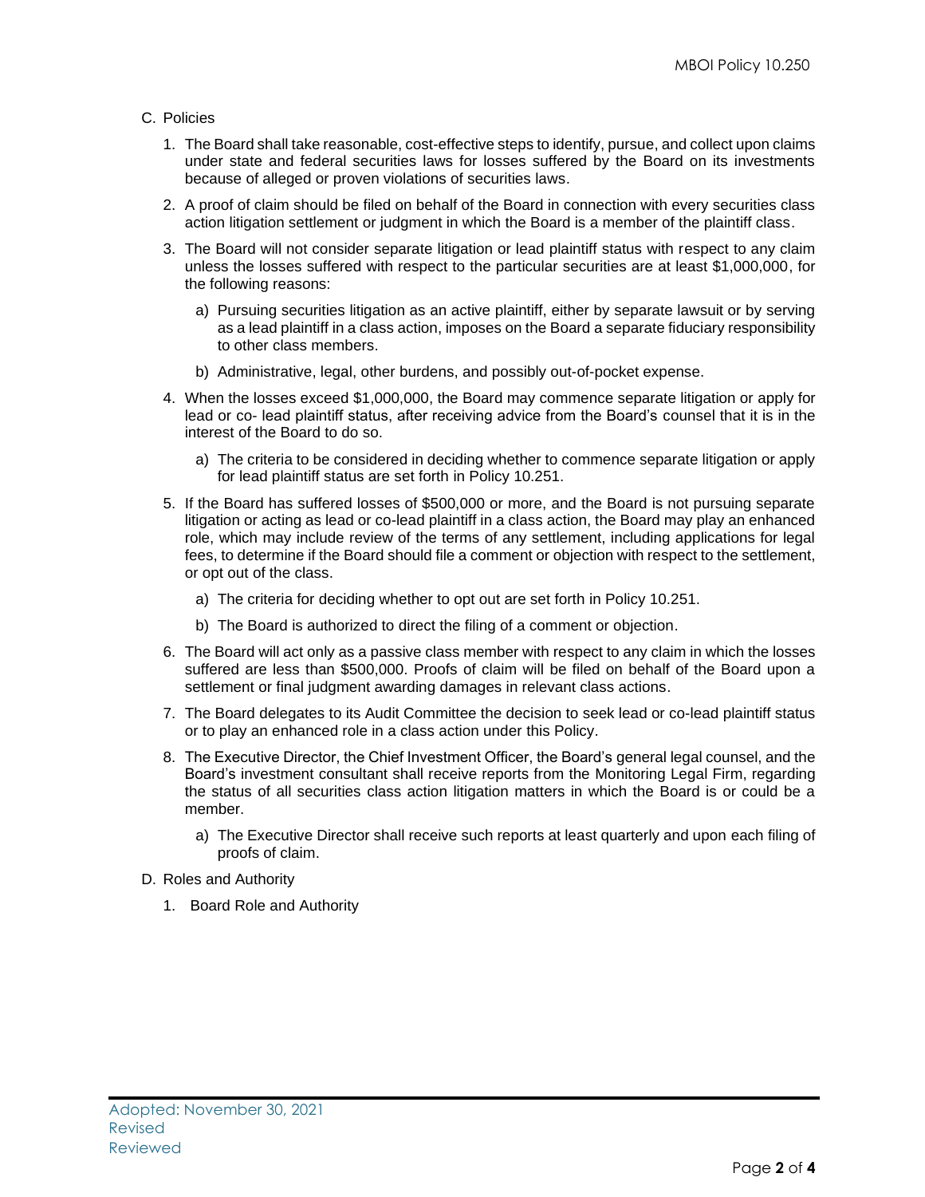C. Policies

1. The Board shall take reasonable, cost-effective steps to identify, pursue, and collect upon claims under state and federal securities laws for losses suffered by the Board on its investments because of alleged or proven violations of securities laws.
2. A proof of claim should be filed on behalf of the Board in connection with every securities class action litigation settlement or judgment in which the Board is a member of the plaintiff class.
3. The Board will not consider separate litigation or lead plaintiff status with respect to any claim unless the losses suffered with respect to the particular securities are at least $1,000,000, for the following reasons:
   a) Pursuing securities litigation as an active plaintiff, either by separate lawsuit or by serving as a lead plaintiff in a class action, imposes on the Board a separate fiduciary responsibility to other class members.
   b) Administrative, legal, other burdens, and possibly out-of-pocket expense.
4. When the losses exceed $1,000,000, the Board may commence separate litigation or apply for lead or co- lead plaintiff status, after receiving advice from the Board's counsel that it is in the interest of the Board to do so.
   a) The criteria to be considered in deciding whether to commence separate litigation or apply for lead plaintiff status are set forth in Policy 10.251.
5. If the Board has suffered losses of $500,000 or more, and the Board is not pursuing separate litigation or acting as lead or co-lead plaintiff in a class action, the Board may play an enhanced role, which may include review of the terms of any settlement, including applications for legal fees, to determine if the Board should file a comment or objection with respect to the settlement, or opt out of the class.
   a) The criteria for deciding whether to opt out are set forth in Policy 10.251.
   b) The Board is authorized to direct the filing of a comment or objection.
6. The Board will act only as a passive class member with respect to any claim in which the losses suffered are less than $500,000. Proofs of claim will be filed on behalf of the Board upon a settlement or final judgment awarding damages in relevant class actions.
7. The Board delegates to its Audit Committee the decision to seek lead or co-lead plaintiff status or to play an enhanced role in a class action under this Policy.
8. The Executive Director, the Chief Investment Officer, the Board's general legal counsel, and the Board's investment consultant shall receive reports from the Monitoring Legal Firm, regarding the status of all securities class action litigation matters in which the Board is or could be a member.
   a) The Executive Director shall receive such reports at least quarterly and upon each filing of proofs of claim.

D. Roles and Authority

1. Board Role and Authority

Adopted: November 30, 2021
Revised
Reviewed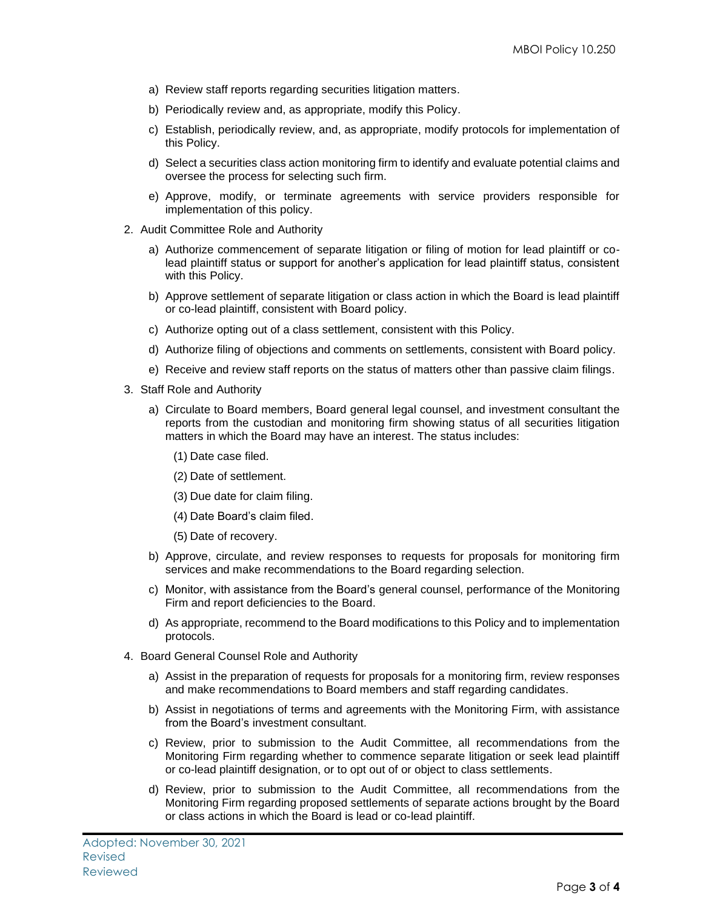a) Review staff reports regarding securities litigation matters.

b) Periodically review and, as appropriate, modify this Policy.

c) Establish, periodically review, and, as appropriate, modify protocols for implementation of this Policy.

d) Select a securities class action monitoring firm to identify and evaluate potential claims and oversee the process for selecting such firm.

e) Approve, modify, or terminate agreements with service providers responsible for implementation of this policy.

2. Audit Committee Role and Authority

   a) Authorize commencement of separate litigation or filing of motion for lead plaintiff or co-lead plaintiff status or support for another's application for lead plaintiff status, consistent with this Policy.

   b) Approve settlement of separate litigation or class action in which the Board is lead plaintiff or co-lead plaintiff, consistent with Board policy.

   c) Authorize opting out of a class settlement, consistent with this Policy.

   d) Authorize filing of objections and comments on settlements, consistent with Board policy.

   e) Receive and review staff reports on the status of matters other than passive claim filings.

3. Staff Role and Authority

   a) Circulate to Board members, Board general legal counsel, and investment consultant the reports from the custodian and monitoring firm showing status of all securities litigation matters in which the Board may have an interest. The status includes:

      (1) Date case filed.

      (2) Date of settlement.

      (3) Due date for claim filing.

      (4) Date Board's claim filed.

      (5) Date of recovery.

   b) Approve, circulate, and review responses to requests for proposals for monitoring firm services and make recommendations to the Board regarding selection.

   c) Monitor, with assistance from the Board's general counsel, performance of the Monitoring Firm and report deficiencies to the Board.

   d) As appropriate, recommend to the Board modifications to this Policy and to implementation protocols.

4. Board General Counsel Role and Authority

   a) Assist in the preparation of requests for proposals for a monitoring firm, review responses and make recommendations to Board members and staff regarding candidates.

   b) Assist in negotiations of terms and agreements with the Monitoring Firm, with assistance from the Board's investment consultant.

   c) Review, prior to submission to the Audit Committee, all recommendations from the Monitoring Firm regarding whether to commence separate litigation or seek lead plaintiff or co-lead plaintiff designation, or to opt out of or object to class settlements.

   d) Review, prior to submission to the Audit Committee, all recommendations from the Monitoring Firm regarding proposed settlements of separate actions brought by the Board or class actions in which the Board is lead or co-lead plaintiff.

Adopted: November 30, 2021
Revised
Reviewed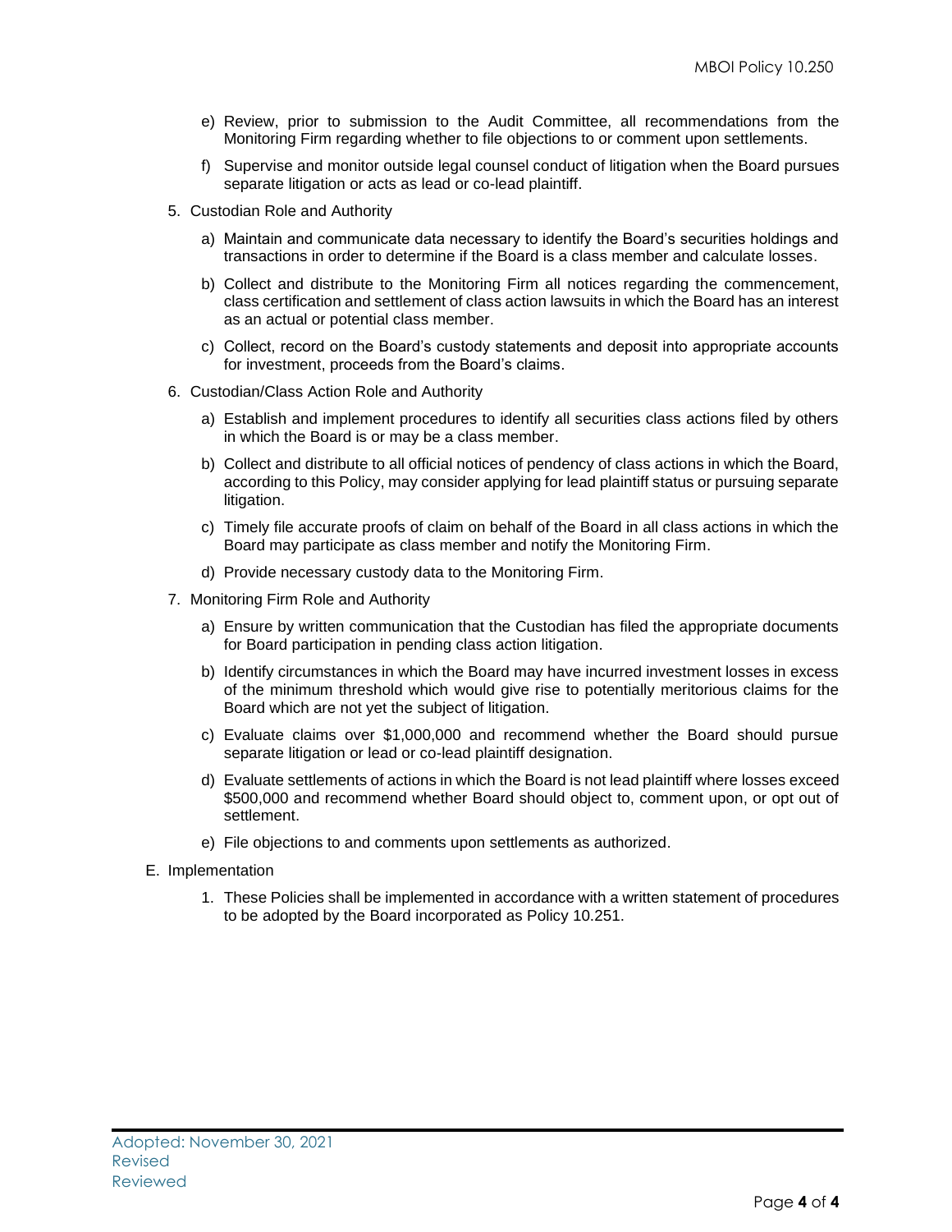e) Review, prior to submission to the Audit Committee, all recommendations from the Monitoring Firm regarding whether to file objections to or comment upon settlements.

f) Supervise and monitor outside legal counsel conduct of litigation when the Board pursues separate litigation or acts as lead or co-lead plaintiff.

5. Custodian Role and Authority

   a) Maintain and communicate data necessary to identify the Board's securities holdings and transactions in order to determine if the Board is a class member and calculate losses.

   b) Collect and distribute to the Monitoring Firm all notices regarding the commencement, class certification and settlement of class action lawsuits in which the Board has an interest as an actual or potential class member.

   c) Collect, record on the Board's custody statements and deposit into appropriate accounts for investment, proceeds from the Board's claims.

6. Custodian/Class Action Role and Authority

   a) Establish and implement procedures to identify all securities class actions filed by others in which the Board is or may be a class member.

   b) Collect and distribute to all official notices of pendency of class actions in which the Board, according to this Policy, may consider applying for lead plaintiff status or pursuing separate litigation.

   c) Timely file accurate proofs of claim on behalf of the Board in all class actions in which the Board may participate as class member and notify the Monitoring Firm.

   d) Provide necessary custody data to the Monitoring Firm.

7. Monitoring Firm Role and Authority

   a) Ensure by written communication that the Custodian has filed the appropriate documents for Board participation in pending class action litigation.

   b) Identify circumstances in which the Board may have incurred investment losses in excess of the minimum threshold which would give rise to potentially meritorious claims for the Board which are not yet the subject of litigation.

   c) Evaluate claims over $1,000,000 and recommend whether the Board should pursue separate litigation or lead or co-lead plaintiff designation.

   d) Evaluate settlements of actions in which the Board is not lead plaintiff where losses exceed $500,000 and recommend whether Board should object to, comment upon, or opt out of settlement.

   e) File objections to and comments upon settlements as authorized.

E. Implementation

   1. These Policies shall be implemented in accordance with a written statement of procedures to be adopted by the Board incorporated as Policy 10.251.

Adopted: November 30, 2021
Revised
Reviewed